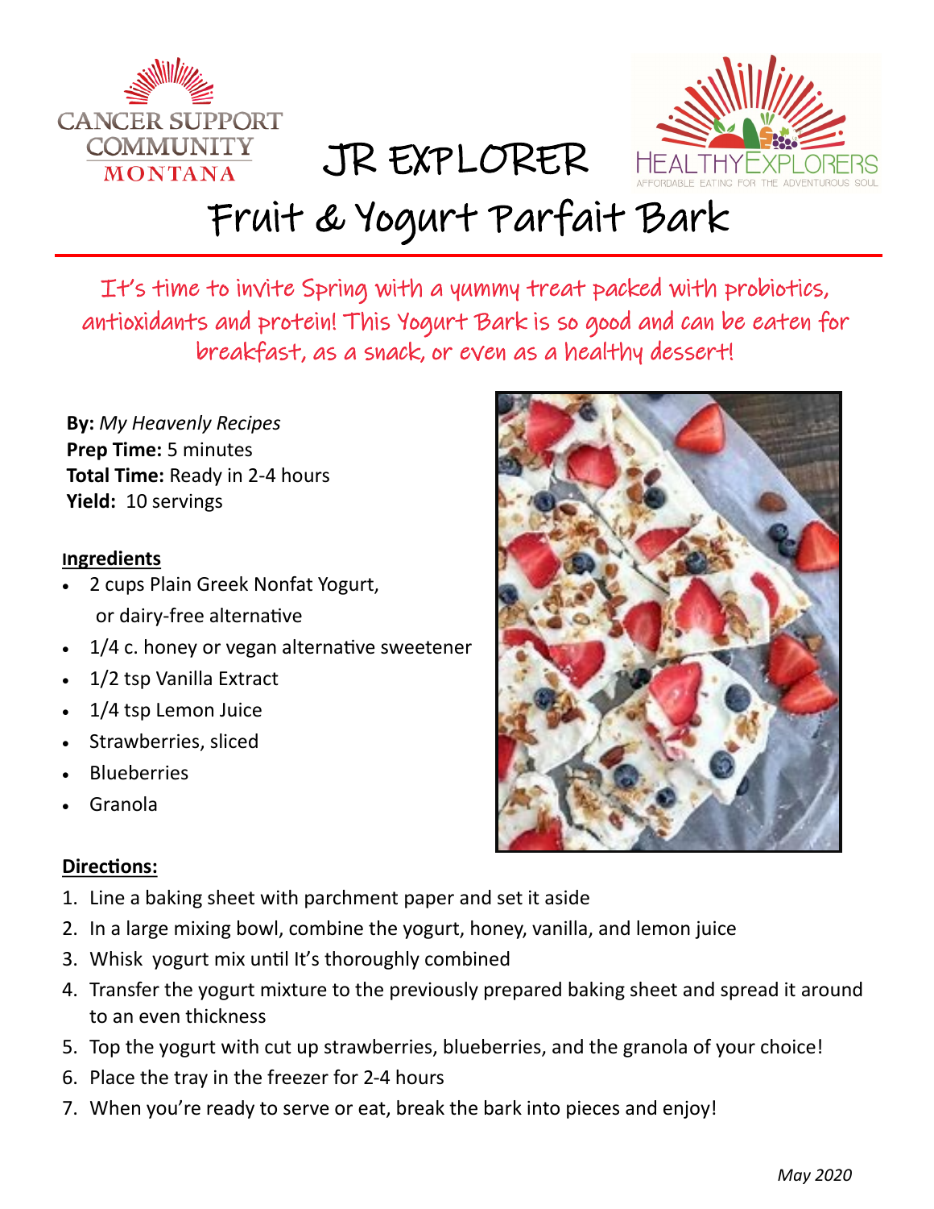CANCER SUPPORT COMMUNITY MONTANA

# JR EXPLORER

HEALTHY EXPLORERS
AFFORDABLE EATING FOR THE ADVENTUROUS SOUL

# Fruit & Yogurt Parfait Bark

It's time to invite Spring with a yummy treat packed with probiotics, antioxidants and protein! This Yogurt Bark is so good and can be eaten for breakfast, as a snack, or even as a healthy dessert!

**By:** *My Heavenly Recipes*
**Prep Time:** 5 minutes
**Total Time:** Ready in 2-4 hours
**Yield:** 10 servings

## Ingredients

- 2 cups Plain Greek Nonfat Yogurt, or dairy-free alternative
- 1/4 c. honey or vegan alternative sweetener
- 1/2 tsp Vanilla Extract
- 1/4 tsp Lemon Juice
- Strawberries, sliced
- Blueberries
- Granola

## Directions:

1. Line a baking sheet with parchment paper and set it aside
2. In a large mixing bowl, combine the yogurt, honey, vanilla, and lemon juice
3. Whisk yogurt mix until It's thoroughly combined
4. Transfer the yogurt mixture to the previously prepared baking sheet and spread it around to an even thickness
5. Top the yogurt with cut up strawberries, blueberries, and the granola of your choice!
6. Place the tray in the freezer for 2-4 hours
7. When you're ready to serve or eat, break the bark into pieces and enjoy!

*May 2020*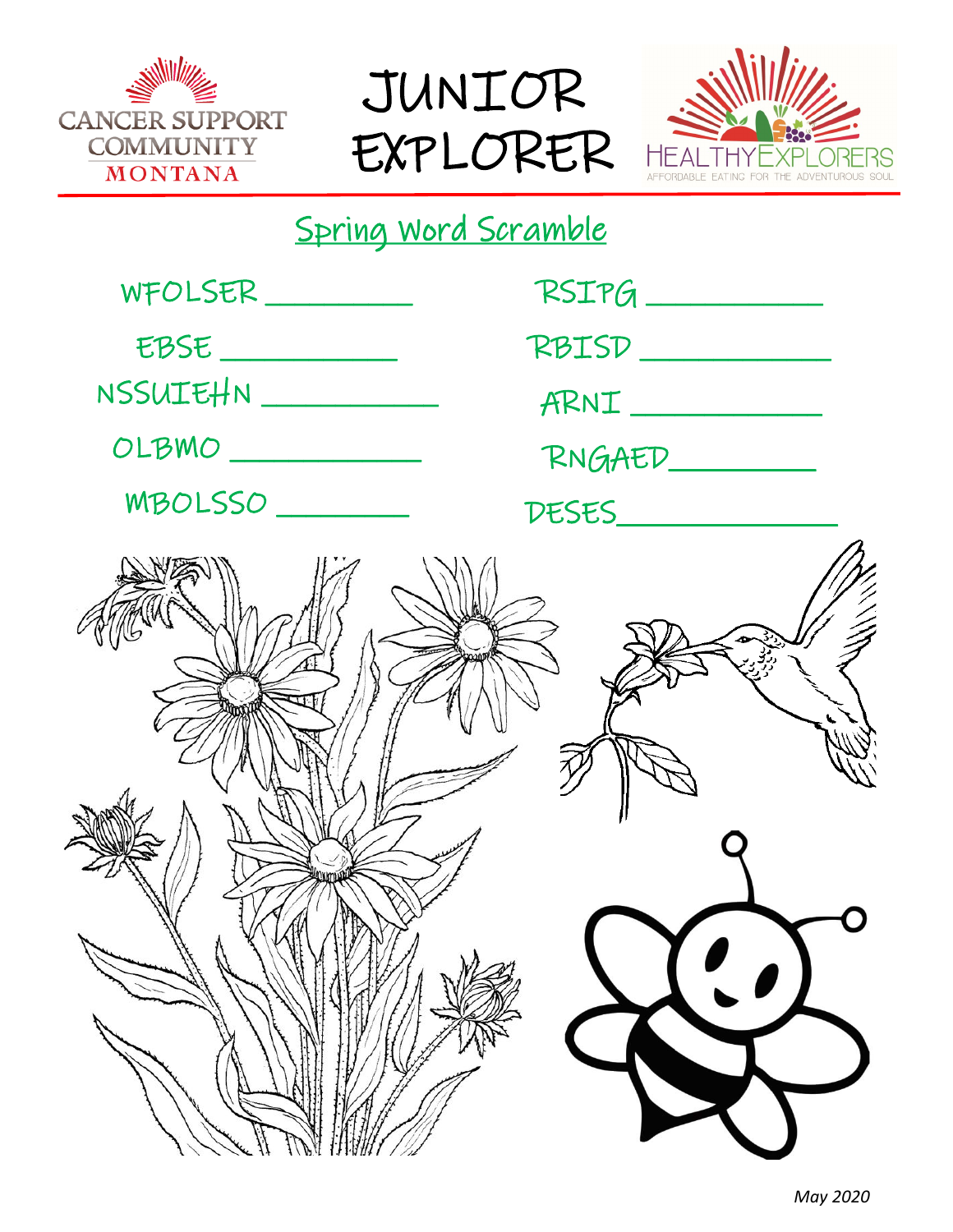# JUNIOR EXPLORER

CANCER SUPPORT COMMUNITY MONTANA

HEALTHY EXPLORERS
AFFORDABLE EATING FOR THE ADVENTUROUS SOUL

## Spring Word Scramble

WFOLSER ________

EBSE ___________

NSSUIEHN __________

OLBMO ___________

MBOLSSO ________

RSIPG ___________

RBISD ____________

ARNI ____________

RNGAED________

DESES______________

*May 2020*